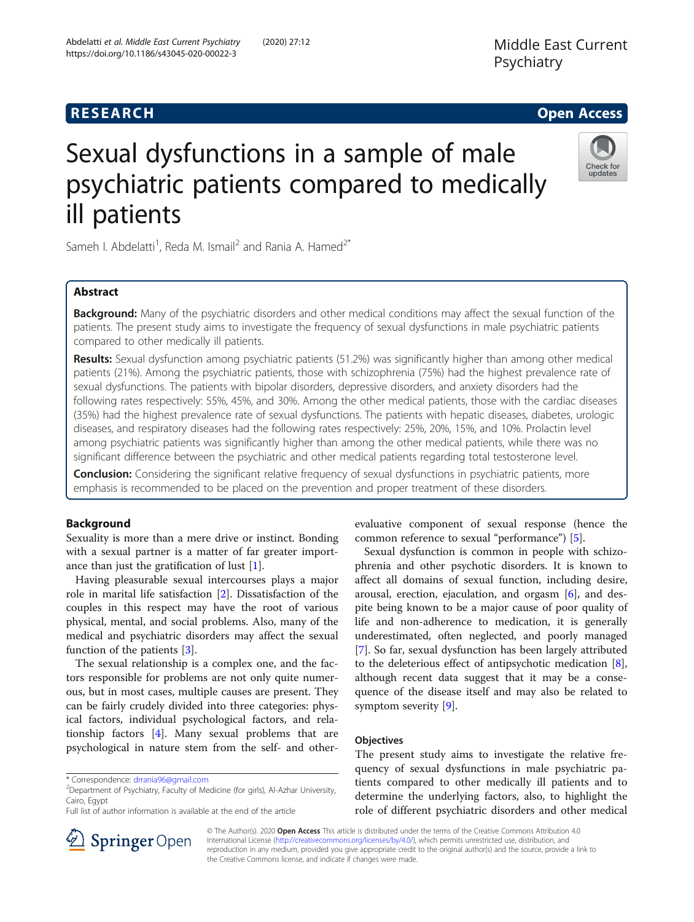RESEARCH | Open Access

# Sexual dysfunctions in a sample of male psychiatric patients compared to medically ill patients

Sameh I. Abdelatti[1], Reda M. Ismail[2] and Rania A. Hamed[2*]

## Abstract

**Background:** Many of the psychiatric disorders and other medical conditions may affect the sexual function of the patients. The present study aims to investigate the frequency of sexual dysfunctions in male psychiatric patients compared to other medically ill patients.

**Results:** Sexual dysfunction among psychiatric patients (51.2%) was significantly higher than among other medical patients (21%). Among the psychiatric patients, those with schizophrenia (75%) had the highest prevalence rate of sexual dysfunctions. The patients with bipolar disorders, depressive disorders, and anxiety disorders had the following rates respectively: 55%, 45%, and 30%. Among the other medical patients, those with the cardiac diseases (35%) had the highest prevalence rate of sexual dysfunctions. The patients with hepatic diseases, diabetes, urologic diseases, and respiratory diseases had the following rates respectively: 25%, 20%, 15%, and 10%. Prolactin level among psychiatric patients was significantly higher than among the other medical patients, while there was no significant difference between the psychiatric and other medical patients regarding total testosterone level.

**Conclusion:** Considering the significant relative frequency of sexual dysfunctions in psychiatric patients, more emphasis is recommended to be placed on the prevention and proper treatment of these disorders.

## Background

Sexuality is more than a mere drive or instinct. Bonding with a sexual partner is a matter of far greater importance than just the gratification of lust [1].

Having pleasurable sexual intercourses plays a major role in marital life satisfaction [2]. Dissatisfaction of the couples in this respect may have the root of various physical, mental, and social problems. Also, many of the medical and psychiatric disorders may affect the sexual function of the patients [3].

The sexual relationship is a complex one, and the factors responsible for problems are not only quite numerous, but in most cases, multiple causes are present. They can be fairly crudely divided into three categories: physical factors, individual psychological factors, and relationship factors [4]. Many sexual problems that are psychological in nature stem from the self- and other-evaluative component of sexual response (hence the common reference to sexual "performance") [5].

Sexual dysfunction is common in people with schizophrenia and other psychotic disorders. It is known to affect all domains of sexual function, including desire, arousal, erection, ejaculation, and orgasm [6], and despite being known to be a major cause of poor quality of life and non-adherence to medication, it is generally underestimated, often neglected, and poorly managed [7]. So far, sexual dysfunction has been largely attributed to the deleterious effect of antipsychotic medication [8], although recent data suggest that it may be a consequence of the disease itself and may also be related to symptom severity [9].

### Objectives

The present study aims to investigate the relative frequency of sexual dysfunctions in male psychiatric patients compared to other medically ill patients and to determine the underlying factors, also, to highlight the role of different psychiatric disorders and other medical

---

* Correspondence: drrania96@gmail.com
[2]Department of Psychiatry, Faculty of Medicine (for girls), Al-Azhar University, Cairo, Egypt
Full list of author information is available at the end of the article

© The Author(s). 2020 **Open Access** This article is distributed under the terms of the Creative Commons Attribution 4.0 International License (http://creativecommons.org/licenses/by/4.0/), which permits unrestricted use, distribution, and reproduction in any medium, provided you give appropriate credit to the original author(s) and the source, provide a link to the Creative Commons license, and indicate if changes were made.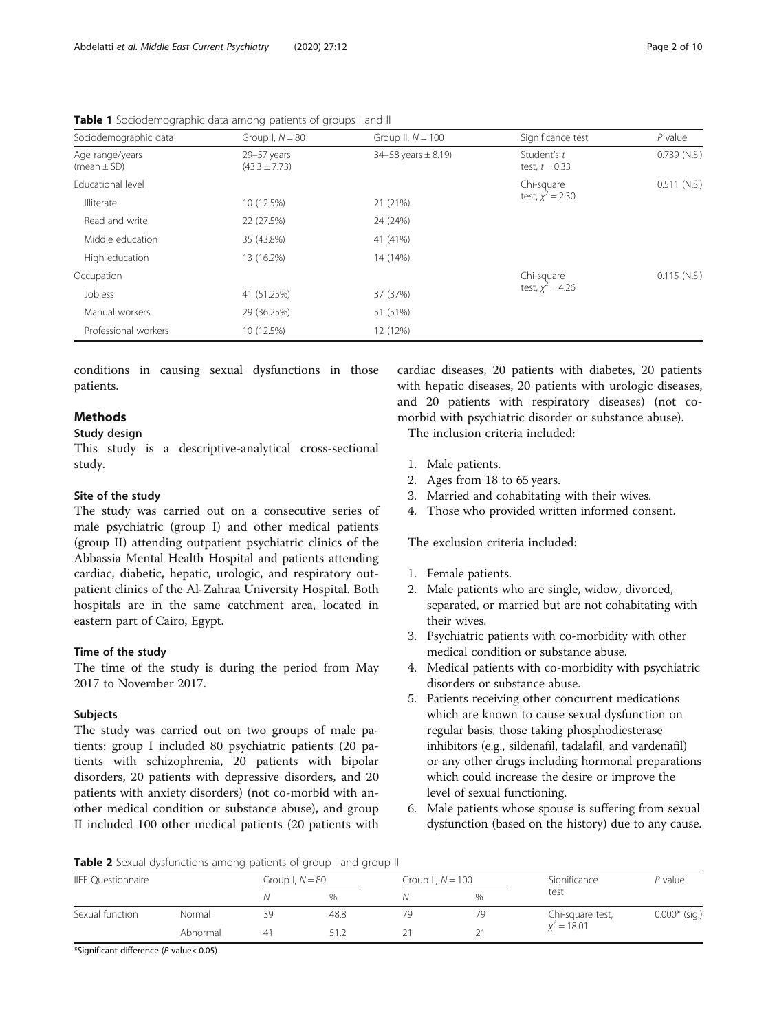**Table 1** Sociodemographic data among patients of groups I and II

| Sociodemographic data | Group I, $N = 80$ | Group II, $N = 100$ | Significance test | $P$ value |
|---|---|---|---|---|
| Age range/years (mean ± SD) | 29–57 years (43.3 ± 7.73) | 34–58 years ± 8.19) | Student's $t$ test, $t = 0.33$ | 0.739 (N.S.) |
| Educational level | | | Chi-square test, $\chi^2 = 2.30$ | 0.511 (N.S.) |
| Illiterate | 10 (12.5%) | 21 (21%) | | |
| Read and write | 22 (27.5%) | 24 (24%) | | |
| Middle education | 35 (43.8%) | 41 (41%) | | |
| High education | 13 (16.2%) | 14 (14%) | | |
| Occupation | | | Chi-square test, $\chi^2 = 4.26$ | 0.115 (N.S.) |
| Jobless | 41 (51.25%) | 37 (37%) | | |
| Manual workers | 29 (36.25%) | 51 (51%) | | |
| Professional workers | 10 (12.5%) | 12 (12%) | | |

conditions in causing sexual dysfunctions in those patients.

## Methods

### Study design

This study is a descriptive-analytical cross-sectional study.

### Site of the study

The study was carried out on a consecutive series of male psychiatric (group I) and other medical patients (group II) attending outpatient psychiatric clinics of the Abbassia Mental Health Hospital and patients attending cardiac, diabetic, hepatic, urologic, and respiratory outpatient clinics of the Al-Zahraa University Hospital. Both hospitals are in the same catchment area, located in eastern part of Cairo, Egypt.

### Time of the study

The time of the study is during the period from May 2017 to November 2017.

### Subjects

The study was carried out on two groups of male patients: group I included 80 psychiatric patients (20 patients with schizophrenia, 20 patients with bipolar disorders, 20 patients with depressive disorders, and 20 patients with anxiety disorders) (not co-morbid with another medical condition or substance abuse), and group II included 100 other medical patients (20 patients with cardiac diseases, 20 patients with diabetes, 20 patients with hepatic diseases, 20 patients with urologic diseases, and 20 patients with respiratory diseases) (not co-morbid with psychiatric disorder or substance abuse).

The inclusion criteria included:

1. Male patients.
2. Ages from 18 to 65 years.
3. Married and cohabitating with their wives.
4. Those who provided written informed consent.

The exclusion criteria included:

1. Female patients.
2. Male patients who are single, widow, divorced, separated, or married but are not cohabitating with their wives.
3. Psychiatric patients with co-morbidity with other medical condition or substance abuse.
4. Medical patients with co-morbidity with psychiatric disorders or substance abuse.
5. Patients receiving other concurrent medications which are known to cause sexual dysfunction on regular basis, those taking phosphodiesterase inhibitors (e.g., sildenafil, tadalafil, and vardenafil) or any other drugs including hormonal preparations which could increase the desire or improve the level of sexual functioning.
6. Male patients whose spouse is suffering from sexual dysfunction (based on the history) due to any cause.

**Table 2** Sexual dysfunctions among patients of group I and group II

| IIEF Questionnaire | | Group I, $N = 80$ | | Group II, $N = 100$ | | Significance test | $P$ value |
|---|---|---|---|---|---|---|---|
| | | $N$ | % | $N$ | % | | |
| Sexual function | Normal | 39 | 48.8 | 79 | 79 | Chi-square test, $\chi^2 = 18.01$ | 0.000* (sig.) |
| | Abnormal | 41 | 51.2 | 21 | 21 | | |

*Significant difference ($P$ value< 0.05)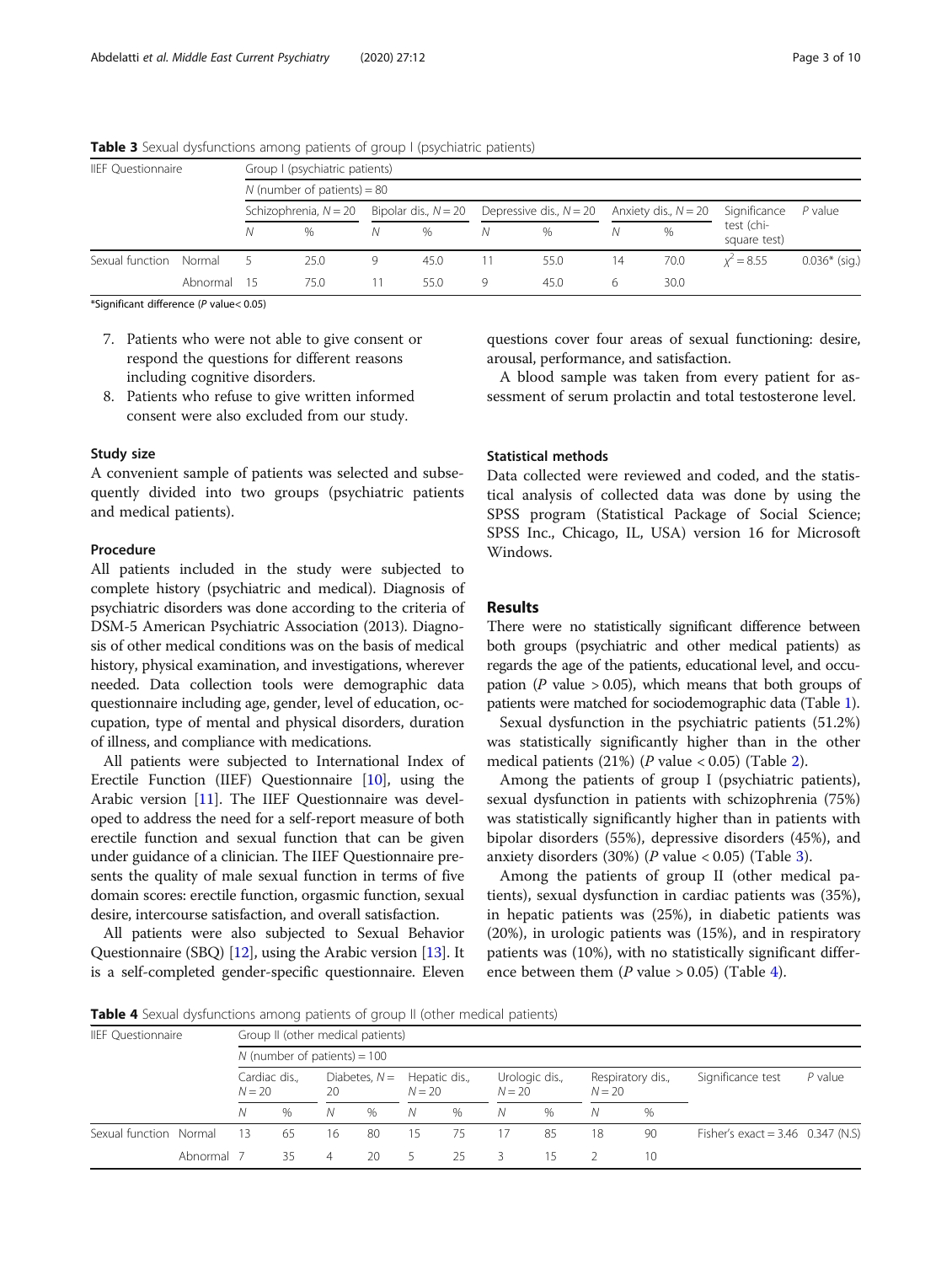**Table 3** Sexual dysfunctions among patients of group I (psychiatric patients)

| IIEF Questionnaire | | Group I (psychiatric patients) | | | | | | | | | |
|---|---|---|---|---|---|---|---|---|---|---|---|
| | | N (number of patients) = 80 | | | | | | | | | |
| | | Schizophrenia, N = 20 | | Bipolar dis., N = 20 | | Depressive dis., N = 20 | | Anxiety dis., N = 20 | | Significance test (chi-square test) | P value |
| | | N | % | N | % | N | % | N | % | | |
| Sexual function | Normal | 5 | 25.0 | 9 | 45.0 | 11 | 55.0 | 14 | 70.0 | $\chi^2 = 8.55$ | 0.036* (sig.) |
| | Abnormal | 15 | 75.0 | 11 | 55.0 | 9 | 45.0 | 6 | 30.0 | | |

*Significant difference (P value< 0.05)

7. Patients who were not able to give consent or respond the questions for different reasons including cognitive disorders.
8. Patients who refuse to give written informed consent were also excluded from our study.

### Study size

A convenient sample of patients was selected and subsequently divided into two groups (psychiatric patients and medical patients).

### Procedure

All patients included in the study were subjected to complete history (psychiatric and medical). Diagnosis of psychiatric disorders was done according to the criteria of DSM-5 American Psychiatric Association (2013). Diagnosis of other medical conditions was on the basis of medical history, physical examination, and investigations, wherever needed. Data collection tools were demographic data questionnaire including age, gender, level of education, occupation, type of mental and physical disorders, duration of illness, and compliance with medications.

All patients were subjected to International Index of Erectile Function (IIEF) Questionnaire [10], using the Arabic version [11]. The IIEF Questionnaire was developed to address the need for a self-report measure of both erectile function and sexual function that can be given under guidance of a clinician. The IIEF Questionnaire presents the quality of male sexual function in terms of five domain scores: erectile function, orgasmic function, sexual desire, intercourse satisfaction, and overall satisfaction.

All patients were also subjected to Sexual Behavior Questionnaire (SBQ) [12], using the Arabic version [13]. It is a self-completed gender-specific questionnaire. Eleven questions cover four areas of sexual functioning: desire, arousal, performance, and satisfaction.

A blood sample was taken from every patient for assessment of serum prolactin and total testosterone level.

### Statistical methods

Data collected were reviewed and coded, and the statistical analysis of collected data was done by using the SPSS program (Statistical Package of Social Science; SPSS Inc., Chicago, IL, USA) version 16 for Microsoft Windows.

## Results

There were no statistically significant difference between both groups (psychiatric and other medical patients) as regards the age of the patients, educational level, and occupation (P value > 0.05), which means that both groups of patients were matched for sociodemographic data (Table 1).

Sexual dysfunction in the psychiatric patients (51.2%) was statistically significantly higher than in the other medical patients (21%) (P value < 0.05) (Table 2).

Among the patients of group I (psychiatric patients), sexual dysfunction in patients with schizophrenia (75%) was statistically significantly higher than in patients with bipolar disorders (55%), depressive disorders (45%), and anxiety disorders (30%) (P value < 0.05) (Table 3).

Among the patients of group II (other medical patients), sexual dysfunction in cardiac patients was (35%), in hepatic patients was (25%), in diabetic patients was (20%), in urologic patients was (15%), and in respiratory patients was (10%), with no statistically significant difference between them (P value > 0.05) (Table 4).

**Table 4** Sexual dysfunctions among patients of group II (other medical patients)

| IIEF Questionnaire | | Group II (other medical patients) | | | | | | | | | | | |
|---|---|---|---|---|---|---|---|---|---|---|---|---|---|
| | | N (number of patients) = 100 | | | | | | | | | | | |
| | | Cardiac dis., N = 20 | | Diabetes, N = 20 | | Hepatic dis., N = 20 | | Urologic dis., N = 20 | | Respiratory dis., N = 20 | | Significance test | P value |
| | | N | % | N | % | N | % | N | % | N | % | | |
| Sexual function | Normal | 13 | 65 | 16 | 80 | 15 | 75 | 17 | 85 | 18 | 90 | Fisher's exact = 3.46 | 0.347 (N.S) |
| | Abnormal | 7 | 35 | 4 | 20 | 5 | 25 | 3 | 15 | 2 | 10 | | |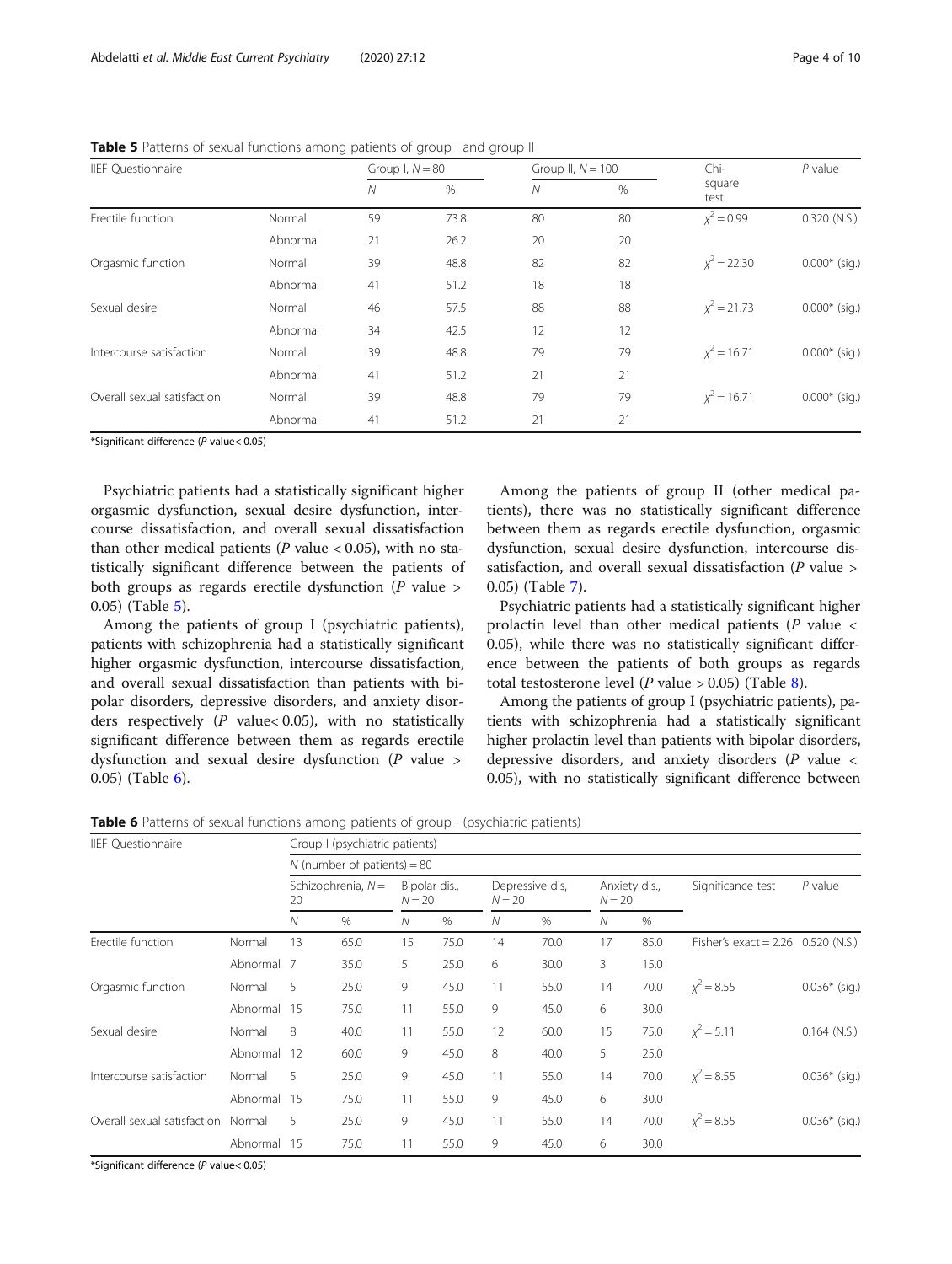**Table 5** Patterns of sexual functions among patients of group I and group II

| IIEF Questionnaire | | Group I, $N = 80$ | | Group II, $N = 100$ | | Chi-square test | $P$ value |
|---|---|---|---|---|---|---|---|
| | | $N$ | % | $N$ | % | | |
| Erectile function | Normal | 59 | 73.8 | 80 | 80 | $\chi^2 = 0.99$ | 0.320 (N.S.) |
| | Abnormal | 21 | 26.2 | 20 | 20 | | |
| Orgasmic function | Normal | 39 | 48.8 | 82 | 82 | $\chi^2 = 22.30$ | 0.000* (sig.) |
| | Abnormal | 41 | 51.2 | 18 | 18 | | |
| Sexual desire | Normal | 46 | 57.5 | 88 | 88 | $\chi^2 = 21.73$ | 0.000* (sig.) |
| | Abnormal | 34 | 42.5 | 12 | 12 | | |
| Intercourse satisfaction | Normal | 39 | 48.8 | 79 | 79 | $\chi^2 = 16.71$ | 0.000* (sig.) |
| | Abnormal | 41 | 51.2 | 21 | 21 | | |
| Overall sexual satisfaction | Normal | 39 | 48.8 | 79 | 79 | $\chi^2 = 16.71$ | 0.000* (sig.) |
| | Abnormal | 41 | 51.2 | 21 | 21 | | |

*Significant difference ($P$ value< 0.05)

Psychiatric patients had a statistically significant higher orgasmic dysfunction, sexual desire dysfunction, intercourse dissatisfaction, and overall sexual dissatisfaction than other medical patients ($P$ value < 0.05), with no statistically significant difference between the patients of both groups as regards erectile dysfunction ($P$ value > 0.05) (Table 5).

Among the patients of group I (psychiatric patients), patients with schizophrenia had a statistically significant higher orgasmic dysfunction, intercourse dissatisfaction, and overall sexual dissatisfaction than patients with bipolar disorders, depressive disorders, and anxiety disorders respectively ($P$ value< 0.05), with no statistically significant difference between them as regards erectile dysfunction and sexual desire dysfunction ($P$ value > 0.05) (Table 6).

Among the patients of group II (other medical patients), there was no statistically significant difference between them as regards erectile dysfunction, orgasmic dysfunction, sexual desire dysfunction, intercourse dissatisfaction, and overall sexual dissatisfaction ($P$ value > 0.05) (Table 7).

Psychiatric patients had a statistically significant higher prolactin level than other medical patients ($P$ value < 0.05), while there was no statistically significant difference between the patients of both groups as regards total testosterone level ($P$ value > 0.05) (Table 8).

Among the patients of group I (psychiatric patients), patients with schizophrenia had a statistically significant higher prolactin level than patients with bipolar disorders, depressive disorders, and anxiety disorders ($P$ value < 0.05), with no statistically significant difference between

**Table 6** Patterns of sexual functions among patients of group I (psychiatric patients)

| IIEF Questionnaire | | Group I (psychiatric patients) | | | | | | | | | |
|---|---|---|---|---|---|---|---|---|---|---|---|
| | | $N$ (number of patients) = 80 | | | | | | | | | |
| | | Schizophrenia, $N = 20$ | | Bipolar dis., $N = 20$ | | Depressive dis, $N = 20$ | | Anxiety dis., $N = 20$ | | Significance test | $P$ value |
| | | $N$ | % | $N$ | % | $N$ | % | $N$ | % | | |
| Erectile function | Normal | 13 | 65.0 | 15 | 75.0 | 14 | 70.0 | 17 | 85.0 | Fisher's exact = 2.26 | 0.520 (N.S.) |
| | Abnormal | 7 | 35.0 | 5 | 25.0 | 6 | 30.0 | 3 | 15.0 | | |
| Orgasmic function | Normal | 5 | 25.0 | 9 | 45.0 | 11 | 55.0 | 14 | 70.0 | $\chi^2 = 8.55$ | 0.036* (sig.) |
| | Abnormal | 15 | 75.0 | 11 | 55.0 | 9 | 45.0 | 6 | 30.0 | | |
| Sexual desire | Normal | 8 | 40.0 | 11 | 55.0 | 12 | 60.0 | 15 | 75.0 | $\chi^2 = 5.11$ | 0.164 (N.S.) |
| | Abnormal | 12 | 60.0 | 9 | 45.0 | 8 | 40.0 | 5 | 25.0 | | |
| Intercourse satisfaction | Normal | 5 | 25.0 | 9 | 45.0 | 11 | 55.0 | 14 | 70.0 | $\chi^2 = 8.55$ | 0.036* (sig.) |
| | Abnormal | 15 | 75.0 | 11 | 55.0 | 9 | 45.0 | 6 | 30.0 | | |
| Overall sexual satisfaction | Normal | 5 | 25.0 | 9 | 45.0 | 11 | 55.0 | 14 | 70.0 | $\chi^2 = 8.55$ | 0.036* (sig.) |
| | Abnormal | 15 | 75.0 | 11 | 55.0 | 9 | 45.0 | 6 | 30.0 | | |

*Significant difference ($P$ value< 0.05)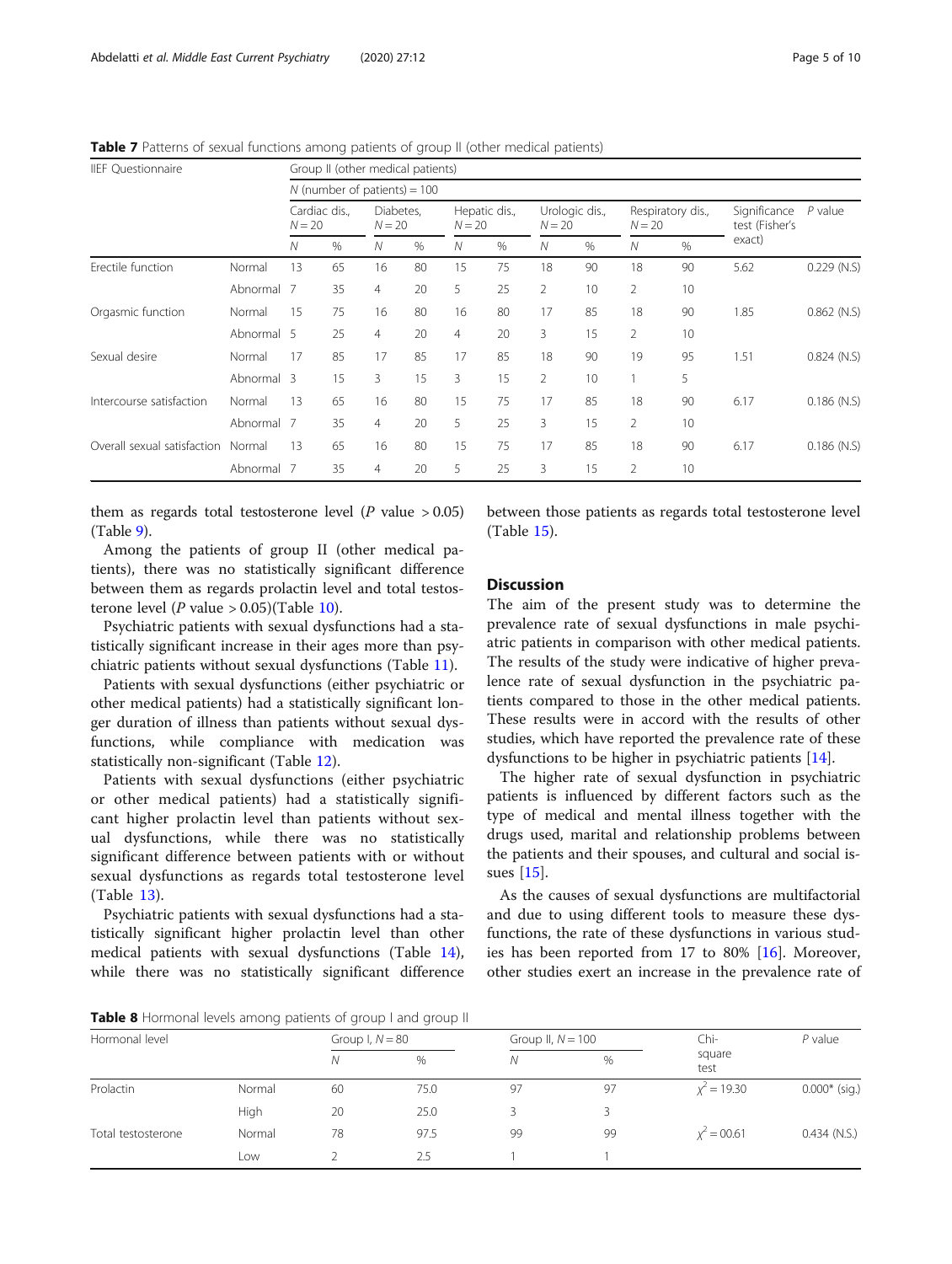**Table 7** Patterns of sexual functions among patients of group II (other medical patients)

| IIEF Questionnaire | | Group II (other medical patients) | | | | | | | | | | | |
|---|---|---|---|---|---|---|---|---|---|---|---|---|---|
| | | N (number of patients) = 100 | | | | | | | | | | | |
| | | Cardiac dis., $N = 20$ | | Diabetes, $N = 20$ | | Hepatic dis., $N = 20$ | | Urologic dis., $N = 20$ | | Respiratory dis., $N = 20$ | | Significance test (Fisher's exact) | P value |
| | | N | % | N | % | N | % | N | % | N | % | | |
| Erectile function | Normal | 13 | 65 | 16 | 80 | 15 | 75 | 18 | 90 | 18 | 90 | 5.62 | 0.229 (N.S) |
| | Abnormal | 7 | 35 | 4 | 20 | 5 | 25 | 2 | 10 | 2 | 10 | | |
| Orgasmic function | Normal | 15 | 75 | 16 | 80 | 16 | 80 | 17 | 85 | 18 | 90 | 1.85 | 0.862 (N.S) |
| | Abnormal | 5 | 25 | 4 | 20 | 4 | 20 | 3 | 15 | 2 | 10 | | |
| Sexual desire | Normal | 17 | 85 | 17 | 85 | 17 | 85 | 18 | 90 | 19 | 95 | 1.51 | 0.824 (N.S) |
| | Abnormal | 3 | 15 | 3 | 15 | 3 | 15 | 2 | 10 | 1 | 5 | | |
| Intercourse satisfaction | Normal | 13 | 65 | 16 | 80 | 15 | 75 | 17 | 85 | 18 | 90 | 6.17 | 0.186 (N.S) |
| | Abnormal | 7 | 35 | 4 | 20 | 5 | 25 | 3 | 15 | 2 | 10 | | |
| Overall sexual satisfaction | Normal | 13 | 65 | 16 | 80 | 15 | 75 | 17 | 85 | 18 | 90 | 6.17 | 0.186 (N.S) |
| | Abnormal | 7 | 35 | 4 | 20 | 5 | 25 | 3 | 15 | 2 | 10 | | |

them as regards total testosterone level (*P* value > 0.05) (Table 9).

Among the patients of group II (other medical patients), there was no statistically significant difference between them as regards prolactin level and total testosterone level (*P* value > 0.05)(Table 10).

Psychiatric patients with sexual dysfunctions had a statistically significant increase in their ages more than psychiatric patients without sexual dysfunctions (Table 11).

Patients with sexual dysfunctions (either psychiatric or other medical patients) had a statistically significant longer duration of illness than patients without sexual dysfunctions, while compliance with medication was statistically non-significant (Table 12).

Patients with sexual dysfunctions (either psychiatric or other medical patients) had a statistically significant higher prolactin level than patients without sexual dysfunctions, while there was no statistically significant difference between patients with or without sexual dysfunctions as regards total testosterone level (Table 13).

Psychiatric patients with sexual dysfunctions had a statistically significant higher prolactin level than other medical patients with sexual dysfunctions (Table 14), while there was no statistically significant difference between those patients as regards total testosterone level (Table 15).

## Discussion

The aim of the present study was to determine the prevalence rate of sexual dysfunctions in male psychiatric patients in comparison with other medical patients. The results of the study were indicative of higher prevalence rate of sexual dysfunction in the psychiatric patients compared to those in the other medical patients. These results were in accord with the results of other studies, which have reported the prevalence rate of these dysfunctions to be higher in psychiatric patients [14].

The higher rate of sexual dysfunction in psychiatric patients is influenced by different factors such as the type of medical and mental illness together with the drugs used, marital and relationship problems between the patients and their spouses, and cultural and social issues [15].

As the causes of sexual dysfunctions are multifactorial and due to using different tools to measure these dysfunctions, the rate of these dysfunctions in various studies has been reported from 17 to 80% [16]. Moreover, other studies exert an increase in the prevalence rate of

**Table 8** Hormonal levels among patients of group I and group II

| Hormonal level | | Group I, $N = 80$ | | Group II, $N = 100$ | | Chi-square test | P value |
|---|---|---|---|---|---|---|---|
| | | N | % | N | % | | |
| Prolactin | Normal | 60 | 75.0 | 97 | 97 | $\chi^2 = 19.30$ | 0.000* (sig.) |
| | High | 20 | 25.0 | 3 | 3 | | |
| Total testosterone | Normal | 78 | 97.5 | 99 | 99 | $\chi^2 = 00.61$ | 0.434 (N.S.) |
| | Low | 2 | 2.5 | 1 | 1 | | |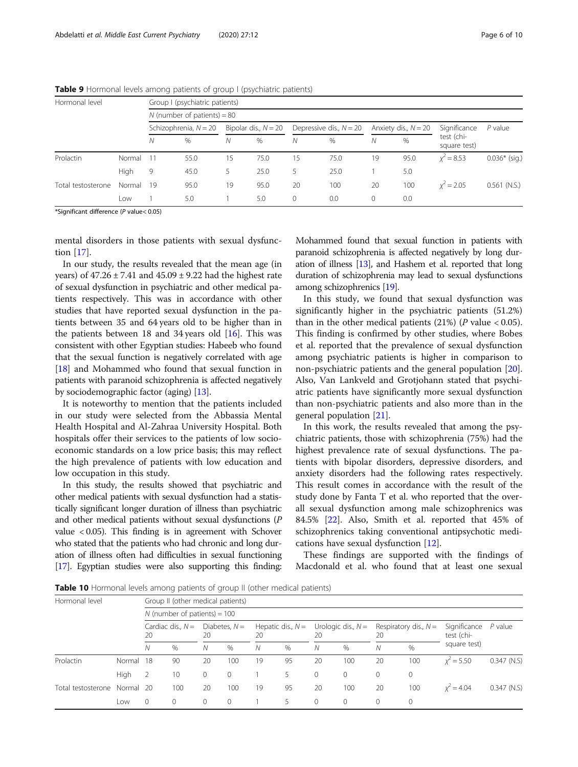**Table 9** Hormonal levels among patients of group I (psychiatric patients)

| Hormonal level | | Group I (psychiatric patients) | | | | | | | | | |
|---|---|---|---|---|---|---|---|---|---|---|---|
| | | N (number of patients) = 80 | | | | | | | | | |
| | | Schizophrenia, N = 20 | | Bipolar dis., N = 20 | | Depressive dis., N = 20 | | Anxiety dis., N = 20 | | Significance test (chi-square test) | P value |
| | | N | % | N | % | N | % | N | % | | |
| Prolactin | Normal | 11 | 55.0 | 15 | 75.0 | 15 | 75.0 | 19 | 95.0 | $\chi^2 = 8.53$ | 0.036* (sig.) |
| | High | 9 | 45.0 | 5 | 25.0 | 5 | 25.0 | 1 | 5.0 | | |
| Total testosterone | Normal | 19 | 95.0 | 19 | 95.0 | 20 | 100 | 20 | 100 | $\chi^2 = 2.05$ | 0.561 (N.S.) |
| | Low | 1 | 5.0 | 1 | 5.0 | 0 | 0.0 | 0 | 0.0 | | |

*Significant difference (P value< 0.05)

mental disorders in those patients with sexual dysfunction [17].

In our study, the results revealed that the mean age (in years) of 47.26 ± 7.41 and 45.09 ± 9.22 had the highest rate of sexual dysfunction in psychiatric and other medical patients respectively. This was in accordance with other studies that have reported sexual dysfunction in the patients between 35 and 64 years old to be higher than in the patients between 18 and 34 years old [16]. This was consistent with other Egyptian studies: Habeeb who found that the sexual function is negatively correlated with age [18] and Mohammed who found that sexual function in patients with paranoid schizophrenia is affected negatively by sociodemographic factor (aging) [13].

It is noteworthy to mention that the patients included in our study were selected from the Abbassia Mental Health Hospital and Al-Zahraa University Hospital. Both hospitals offer their services to the patients of low socioeconomic standards on a low price basis; this may reflect the high prevalence of patients with low education and low occupation in this study.

In this study, the results showed that psychiatric and other medical patients with sexual dysfunction had a statistically significant longer duration of illness than psychiatric and other medical patients without sexual dysfunctions (P value < 0.05). This finding is in agreement with Schover who stated that the patients who had chronic and long duration of illness often had difficulties in sexual functioning [17]. Egyptian studies were also supporting this finding: Mohammed found that sexual function in patients with paranoid schizophrenia is affected negatively by long duration of illness [13], and Hashem et al. reported that long duration of schizophrenia may lead to sexual dysfunctions among schizophrenics [19].

In this study, we found that sexual dysfunction was significantly higher in the psychiatric patients (51.2%) than in the other medical patients (21%) (P value < 0.05). This finding is confirmed by other studies, where Bobes et al. reported that the prevalence of sexual dysfunction among psychiatric patients is higher in comparison to non-psychiatric patients and the general population [20]. Also, Van Lankveld and Grotjohann stated that psychiatric patients have significantly more sexual dysfunction than non-psychiatric patients and also more than in the general population [21].

In this work, the results revealed that among the psychiatric patients, those with schizophrenia (75%) had the highest prevalence rate of sexual dysfunctions. The patients with bipolar disorders, depressive disorders, and anxiety disorders had the following rates respectively. This result comes in accordance with the result of the study done by Fanta T et al. who reported that the overall sexual dysfunction among male schizophrenics was 84.5% [22]. Also, Smith et al. reported that 45% of schizophrenics taking conventional antipsychotic medications have sexual dysfunction [12].

These findings are supported with the findings of Macdonald et al. who found that at least one sexual

**Table 10** Hormonal levels among patients of group II (other medical patients)

| Hormonal level | | Group II (other medical patients) | | | | | | | | | | | |
|---|---|---|---|---|---|---|---|---|---|---|---|---|---|
| | | N (number of patients) = 100 | | | | | | | | | | | |
| | | Cardiac dis., N = 20 | | Diabetes, N = 20 | | Hepatic dis., N = 20 | | Urologic dis., N = 20 | | Respiratory dis., N = 20 | | Significance test (chi-square test) | P value |
| | | N | % | N | % | N | % | N | % | N | % | | |
| Prolactin | Normal | 18 | 90 | 20 | 100 | 19 | 95 | 20 | 100 | 20 | 100 | $\chi^2 = 5.50$ | 0.347 (N.S) |
| | High | 2 | 10 | 0 | 0 | 1 | 5 | 0 | 0 | 0 | 0 | | |
| Total testosterone | Normal | 20 | 100 | 20 | 100 | 19 | 95 | 20 | 100 | 20 | 100 | $\chi^2 = 4.04$ | 0.347 (N.S) |
| | Low | 0 | 0 | 0 | 0 | 1 | 5 | 0 | 0 | 0 | 0 | | |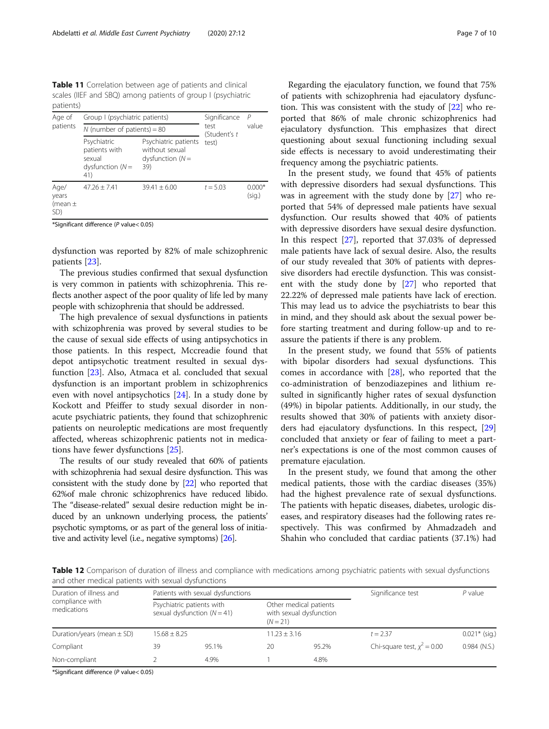**Table 11** Correlation between age of patients and clinical scales (IIEF and SBQ) among patients of group I (psychiatric patients)

| Age of patients | Group I (psychiatric patients) | | Significance test (Student's *t* test) | *P* value |
|---|---|---|---|---|
| | *N* (number of patients) = 80 | | | |
| | Psychiatric patients with sexual dysfunction (*N* = 41) | Psychiatric patients without sexual dysfunction (*N* = 39) | | |
| Age/ years (mean ± SD) | 47.26 ± 7.41 | 39.41 ± 6.00 | *t* = 5.03 | 0.000* (sig.) |

*Significant difference (*P* value< 0.05)

dysfunction was reported by 82% of male schizophrenic patients [23].

The previous studies confirmed that sexual dysfunction is very common in patients with schizophrenia. This reflects another aspect of the poor quality of life led by many people with schizophrenia that should be addressed.

The high prevalence of sexual dysfunctions in patients with schizophrenia was proved by several studies to be the cause of sexual side effects of using antipsychotics in those patients. In this respect, Mccreadie found that depot antipsychotic treatment resulted in sexual dysfunction [23]. Also, Atmaca et al. concluded that sexual dysfunction is an important problem in schizophrenics even with novel antipsychotics [24]. In a study done by Kockott and Pfeiffer to study sexual disorder in non-acute psychiatric patients, they found that schizophrenic patients on neuroleptic medications are most frequently affected, whereas schizophrenic patients not in medications have fewer dysfunctions [25].

The results of our study revealed that 60% of patients with schizophrenia had sexual desire dysfunction. This was consistent with the study done by [22] who reported that 62%of male chronic schizophrenics have reduced libido. The "disease-related" sexual desire reduction might be induced by an unknown underlying process, the patients' psychotic symptoms, or as part of the general loss of initiative and activity level (i.e., negative symptoms) [26].

Regarding the ejaculatory function, we found that 75% of patients with schizophrenia had ejaculatory dysfunction. This was consistent with the study of [22] who reported that 86% of male chronic schizophrenics had ejaculatory dysfunction. This emphasizes that direct questioning about sexual functioning including sexual side effects is necessary to avoid underestimating their frequency among the psychiatric patients.

In the present study, we found that 45% of patients with depressive disorders had sexual dysfunctions. This was in agreement with the study done by [27] who reported that 54% of depressed male patients have sexual dysfunction. Our results showed that 40% of patients with depressive disorders have sexual desire dysfunction. In this respect [27], reported that 37.03% of depressed male patients have lack of sexual desire. Also, the results of our study revealed that 30% of patients with depressive disorders had erectile dysfunction. This was consistent with the study done by [27] who reported that 22.22% of depressed male patients have lack of erection. This may lead us to advice the psychiatrists to bear this in mind, and they should ask about the sexual power before starting treatment and during follow-up and to reassure the patients if there is any problem.

In the present study, we found that 55% of patients with bipolar disorders had sexual dysfunctions. This comes in accordance with [28], who reported that the co-administration of benzodiazepines and lithium resulted in significantly higher rates of sexual dysfunction (49%) in bipolar patients. Additionally, in our study, the results showed that 30% of patients with anxiety disorders had ejaculatory dysfunctions. In this respect, [29] concluded that anxiety or fear of failing to meet a partner's expectations is one of the most common causes of premature ejaculation.

In the present study, we found that among the other medical patients, those with the cardiac diseases (35%) had the highest prevalence rate of sexual dysfunctions. The patients with hepatic diseases, diabetes, urologic diseases, and respiratory diseases had the following rates respectively. This was confirmed by Ahmadzadeh and Shahin who concluded that cardiac patients (37.1%) had

**Table 12** Comparison of duration of illness and compliance with medications among psychiatric patients with sexual dysfunctions and other medical patients with sexual dysfunctions

| Duration of illness and compliance with medications | Patients with sexual dysfunctions | | | | Significance test | *P* value |
|---|---|---|---|---|---|---|
| | Psychiatric patients with sexual dysfunction (*N* = 41) | | Other medical patients with sexual dysfunction (*N* = 21) | | | |
| Duration/years (mean ± SD) | 15.68 ± 8.25 | | 11.23 ± 3.16 | | *t* = 2.37 | 0.021* (sig.) |
| Compliant | 39 | 95.1% | 20 | 95.2% | Chi-square test, $\chi^2 = 0.00$ | 0.984 (N.S.) |
| Non-compliant | 2 | 4.9% | 1 | 4.8% | | |

*Significant difference (*P* value< 0.05)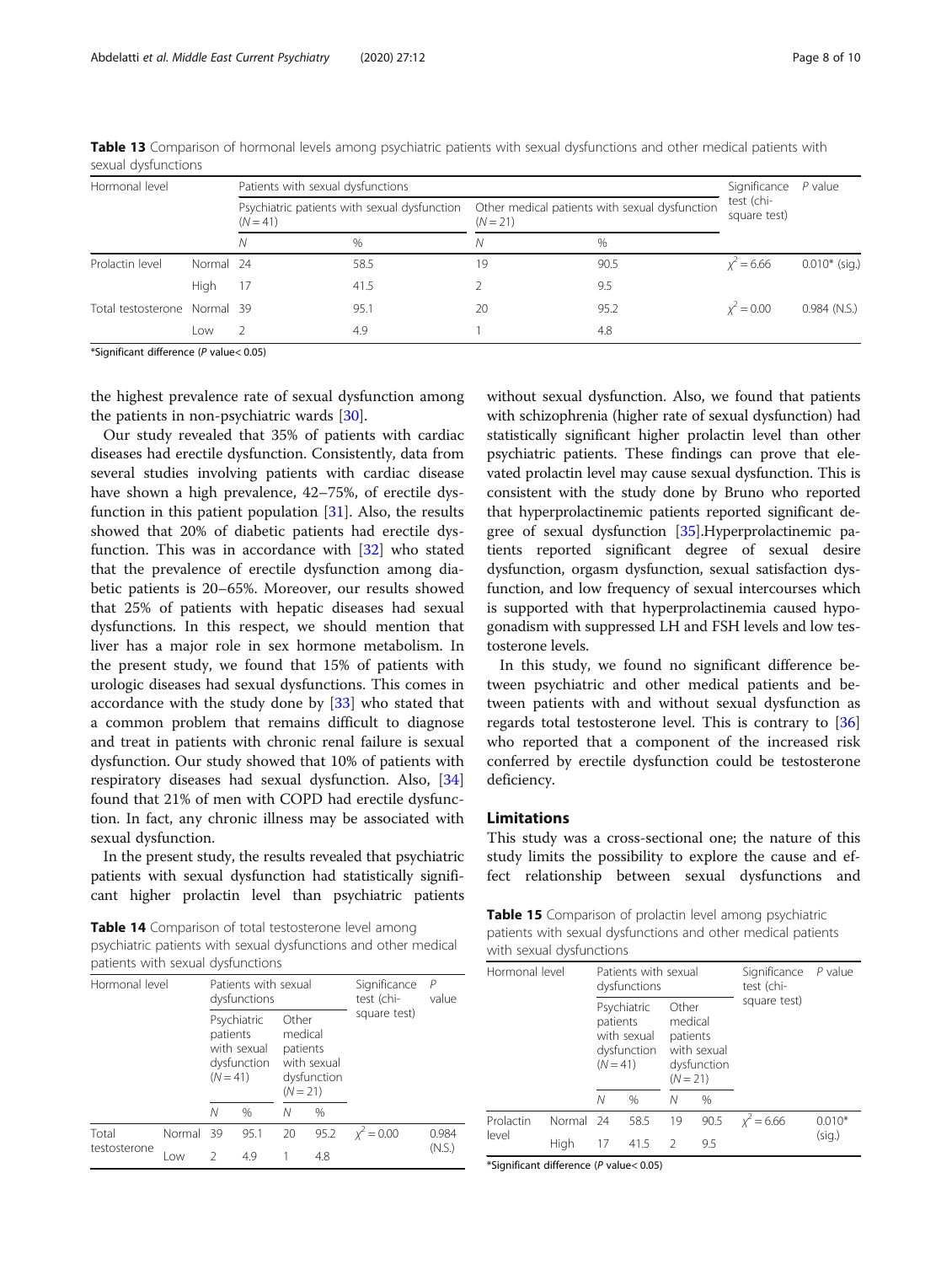**Table 13** Comparison of hormonal levels among psychiatric patients with sexual dysfunctions and other medical patients with sexual dysfunctions

| Hormonal level | | Patients with sexual dysfunctions | | | | Significance test (chi-square test) | P value |
|---|---|---|---|---|---|---|---|
| | | Psychiatric patients with sexual dysfunction (N = 41) | | Other medical patients with sexual dysfunction (N = 21) | | | |
| | | N | % | N | % | | |
| Prolactin level | Normal | 24 | 58.5 | 19 | 90.5 | $\chi^2 = 6.66$ | 0.010* (sig.) |
| | High | 17 | 41.5 | 2 | 9.5 | | |
| Total testosterone | Normal | 39 | 95.1 | 20 | 95.2 | $\chi^2 = 0.00$ | 0.984 (N.S.) |
| | Low | 2 | 4.9 | 1 | 4.8 | | |

*Significant difference (P value< 0.05)

the highest prevalence rate of sexual dysfunction among the patients in non-psychiatric wards [30].

Our study revealed that 35% of patients with cardiac diseases had erectile dysfunction. Consistently, data from several studies involving patients with cardiac disease have shown a high prevalence, 42–75%, of erectile dysfunction in this patient population [31]. Also, the results showed that 20% of diabetic patients had erectile dysfunction. This was in accordance with [32] who stated that the prevalence of erectile dysfunction among diabetic patients is 20–65%. Moreover, our results showed that 25% of patients with hepatic diseases had sexual dysfunctions. In this respect, we should mention that liver has a major role in sex hormone metabolism. In the present study, we found that 15% of patients with urologic diseases had sexual dysfunctions. This comes in accordance with the study done by [33] who stated that a common problem that remains difficult to diagnose and treat in patients with chronic renal failure is sexual dysfunction. Our study showed that 10% of patients with respiratory diseases had sexual dysfunction. Also, [34] found that 21% of men with COPD had erectile dysfunction. In fact, any chronic illness may be associated with sexual dysfunction.

In the present study, the results revealed that psychiatric patients with sexual dysfunction had statistically significant higher prolactin level than psychiatric patients without sexual dysfunction. Also, we found that patients with schizophrenia (higher rate of sexual dysfunction) had statistically significant higher prolactin level than other psychiatric patients. These findings can prove that elevated prolactin level may cause sexual dysfunction. This is consistent with the study done by Bruno who reported that hyperprolactinemic patients reported significant degree of sexual dysfunction [35].Hyperprolactinemic patients reported significant degree of sexual desire dysfunction, orgasm dysfunction, sexual satisfaction dysfunction, and low frequency of sexual intercourses which is supported with that hyperprolactinemia caused hypogonadism with suppressed LH and FSH levels and low testosterone levels.

In this study, we found no significant difference between psychiatric and other medical patients and between patients with and without sexual dysfunction as regards total testosterone level. This is contrary to [36] who reported that a component of the increased risk conferred by erectile dysfunction could be testosterone deficiency.

**Table 14** Comparison of total testosterone level among psychiatric patients with sexual dysfunctions and other medical patients with sexual dysfunctions

| Hormonal level | | Patients with sexual dysfunctions | | | | Significance test (chi-square test) | P value |
|---|---|---|---|---|---|---|---|
| | | Psychiatric patients with sexual dysfunction (N = 41) | | Other medical patients with sexual dysfunction (N = 21) | | | |
| | | N | % | N | % | | |
| Total testosterone | Normal | 39 | 95.1 | 20 | 95.2 | $\chi^2 = 0.00$ | 0.984 (N.S.) |
| | Low | 2 | 4.9 | 1 | 4.8 | | |

## Limitations

This study was a cross-sectional one; the nature of this study limits the possibility to explore the cause and effect relationship between sexual dysfunctions and

**Table 15** Comparison of prolactin level among psychiatric patients with sexual dysfunctions and other medical patients with sexual dysfunctions

| Hormonal level | | Patients with sexual dysfunctions | | | | Significance test (chi-square test) | P value |
|---|---|---|---|---|---|---|---|
| | | Psychiatric patients with sexual dysfunction (N = 41) | | Other medical patients with sexual dysfunction (N = 21) | | | |
| | | N | % | N | % | | |
| Prolactin level | Normal | 24 | 58.5 | 19 | 90.5 | $\chi^2 = 6.66$ | 0.010* (sig.) |
| | High | 17 | 41.5 | 2 | 9.5 | | |

*Significant difference (P value< 0.05)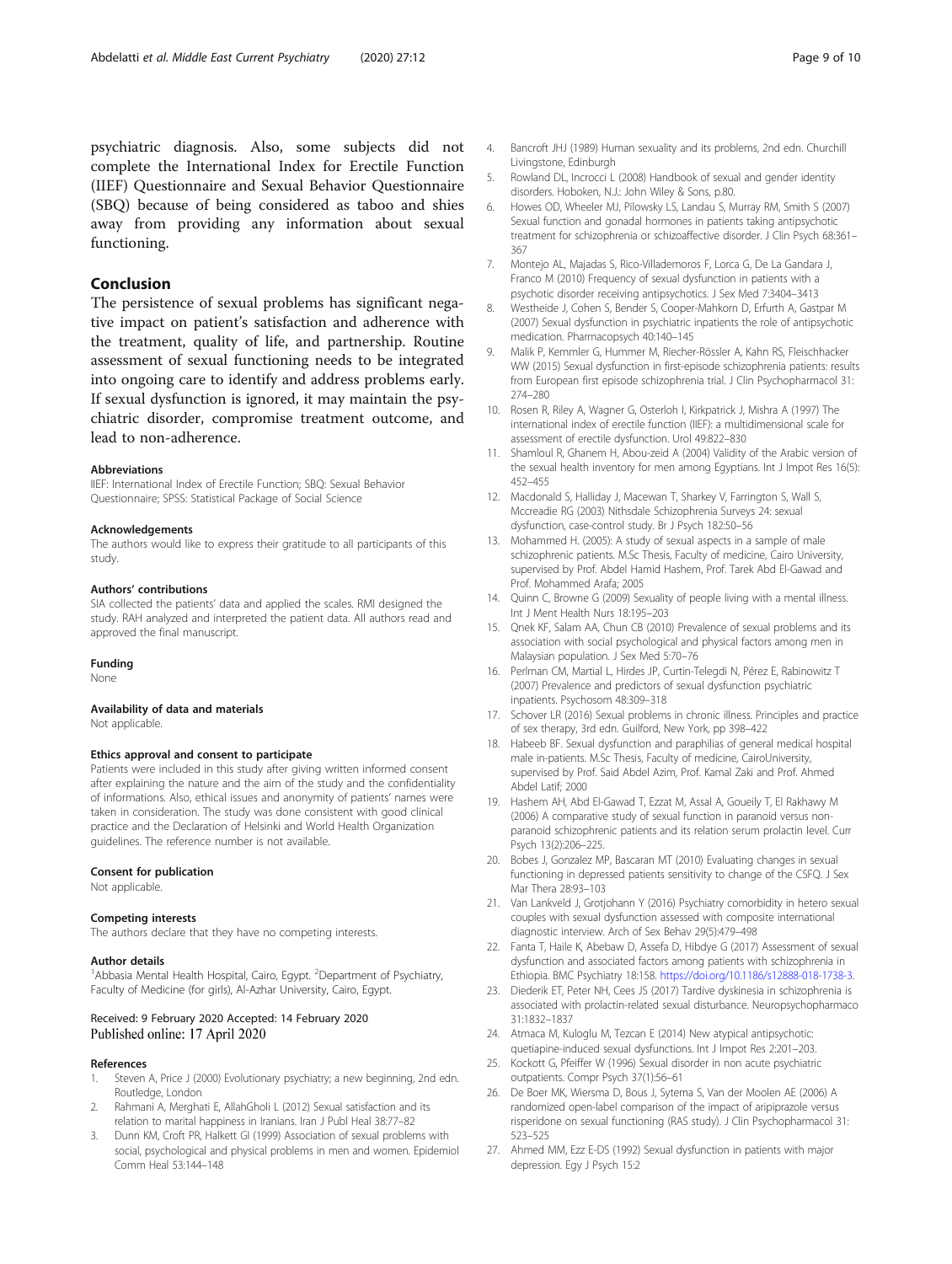psychiatric diagnosis. Also, some subjects did not complete the International Index for Erectile Function (IIEF) Questionnaire and Sexual Behavior Questionnaire (SBQ) because of being considered as taboo and shies away from providing any information about sexual functioning.

## Conclusion

The persistence of sexual problems has significant negative impact on patient's satisfaction and adherence with the treatment, quality of life, and partnership. Routine assessment of sexual functioning needs to be integrated into ongoing care to identify and address problems early. If sexual dysfunction is ignored, it may maintain the psychiatric disorder, compromise treatment outcome, and lead to non-adherence.

#### Abbreviations

IIEF: International Index of Erectile Function; SBQ: Sexual Behavior Questionnaire; SPSS: Statistical Package of Social Science

#### Acknowledgements

The authors would like to express their gratitude to all participants of this study.

#### Authors' contributions

SIA collected the patients' data and applied the scales. RMI designed the study. RAH analyzed and interpreted the patient data. All authors read and approved the final manuscript.

#### Funding

None

#### Availability of data and materials

Not applicable.

#### Ethics approval and consent to participate

Patients were included in this study after giving written informed consent after explaining the nature and the aim of the study and the confidentiality of informations. Also, ethical issues and anonymity of patients' names were taken in consideration. The study was done consistent with good clinical practice and the Declaration of Helsinki and World Health Organization guidelines. The reference number is not available.

#### Consent for publication

Not applicable.

#### Competing interests

The authors declare that they have no competing interests.

#### Author details

[1]Abbasia Mental Health Hospital, Cairo, Egypt. [2]Department of Psychiatry, Faculty of Medicine (for girls), Al-Azhar University, Cairo, Egypt.

Received: 9 February 2020 Accepted: 14 February 2020
Published online: 17 April 2020

#### References

1. Steven A, Price J (2000) Evolutionary psychiatry; a new beginning, 2nd edn. Routledge, London
2. Rahmani A, Merghati E, AllahGholi L (2012) Sexual satisfaction and its relation to marital happiness in Iranians. Iran J Publ Heal 38:77–82
3. Dunn KM, Croft PR, Halkett GI (1999) Association of sexual problems with social, psychological and physical problems in men and women. Epidemiol Comm Heal 53:144–148
4. Bancroft JHJ (1989) Human sexuality and its problems, 2nd edn. Churchill Livingstone, Edinburgh
5. Rowland DL, Incrocci L (2008) Handbook of sexual and gender identity disorders. Hoboken, N.J.: John Wiley & Sons, p.80.
6. Howes OD, Wheeler MJ, Pilowsky LS, Landau S, Murray RM, Smith S (2007) Sexual function and gonadal hormones in patients taking antipsychotic treatment for schizophrenia or schizoaffective disorder. J Clin Psych 68:361–367
7. Montejo AL, Majadas S, Rico-Villademoros F, Lorca G, De La Gandara J, Franco M (2010) Frequency of sexual dysfunction in patients with a psychotic disorder receiving antipsychotics. J Sex Med 7:3404–3413
8. Westheide J, Cohen S, Bender S, Cooper-Mahkorn D, Erfurth A, Gastpar M (2007) Sexual dysfunction in psychiatric inpatients the role of antipsychotic medication. Pharmacopsych 40:140–145
9. Malik P, Kemmler G, Hummer M, Riecher-Rössler A, Kahn RS, Fleischhacker WW (2015) Sexual dysfunction in first-episode schizophrenia patients: results from European first episode schizophrenia trial. J Clin Psychopharmacol 31: 274–280
10. Rosen R, Riley A, Wagner G, Osterloh I, Kirkpatrick J, Mishra A (1997) The international index of erectile function (IIEF): a multidimensional scale for assessment of erectile dysfunction. Urol 49:822–830
11. Shamloul R, Ghanem H, Abou-zeid A (2004) Validity of the Arabic version of the sexual health inventory for men among Egyptians. Int J Impot Res 16(5): 452–455
12. Macdonald S, Halliday J, Macewan T, Sharkey V, Farrington S, Wall S, Mccreadie RG (2003) Nithsdale Schizophrenia Surveys 24: sexual dysfunction, case-control study. Br J Psych 182:50–56
13. Mohammed H. (2005): A study of sexual aspects in a sample of male schizophrenic patients. M.Sc Thesis, Faculty of medicine, Cairo University, supervised by Prof. Abdel Hamid Hashem, Prof. Tarek Abd El-Gawad and Prof. Mohammed Arafa; 2005
14. Quinn C, Browne G (2009) Sexuality of people living with a mental illness. Int J Ment Health Nurs 18:195–203
15. Qnek KF, Salam AA, Chun CB (2010) Prevalence of sexual problems and its association with social psychological and physical factors among men in Malaysian population. J Sex Med 5:70–76
16. Perlman CM, Martial L, Hirdes JP, Curtin-Telegdi N, Pérez E, Rabinowitz T (2007) Prevalence and predictors of sexual dysfunction psychiatric inpatients. Psychosom 48:309–318
17. Schover LR (2016) Sexual problems in chronic illness. Principles and practice of sex therapy, 3rd edn. Guilford, New York, pp 398–422
18. Habeeb BF. Sexual dysfunction and paraphilias of general medical hospital male in-patients. M.Sc Thesis, Faculty of medicine, CairoUniversity, supervised by Prof. Said Abdel Azim, Prof. Kamal Zaki and Prof. Ahmed Abdel Latif; 2000
19. Hashem AH, Abd El-Gawad T, Ezzat M, Assal A, Goueily T, El Rakhawy M (2006) A comparative study of sexual function in paranoid versus non-paranoid schizophrenic patients and its relation serum prolactin level. Curr Psych 13(2):206–225.
20. Bobes J, Gonzalez MP, Bascaran MT (2010) Evaluating changes in sexual functioning in depressed patients sensitivity to change of the CSFQ. J Sex Mar Thera 28:93–103
21. Van Lankveld J, Grotjohann Y (2016) Psychiatry comorbidity in hetero sexual couples with sexual dysfunction assessed with composite international diagnostic interview. Arch of Sex Behav 29(5):479–498
22. Fanta T, Haile K, Abebaw D, Assefa D, Hibdye G (2017) Assessment of sexual dysfunction and associated factors among patients with schizophrenia in Ethiopia. BMC Psychiatry 18:158. https://doi.org/10.1186/s12888-018-1738-3.
23. Diederik ET, Peter NH, Cees JS (2017) Tardive dyskinesia in schizophrenia is associated with prolactin-related sexual disturbance. Neuropsychopharmaco 31:1832–1837
24. Atmaca M, Kuloglu M, Tezcan E (2014) New atypical antipsychotic: quetiapine-induced sexual dysfunctions. Int J Impot Res 2:201–203.
25. Kockott G, Pfeiffer W (1996) Sexual disorder in non acute psychiatric outpatients. Compr Psych 37(1):56–61
26. De Boer MK, Wiersma D, Bous J, Sytema S, Van der Moolen AE (2006) A randomized open-label comparison of the impact of aripiprazole versus risperidone on sexual functioning (RAS study). J Clin Psychopharmacol 31: 523–525
27. Ahmed MM, Ezz E-DS (1992) Sexual dysfunction in patients with major depression. Egy J Psych 15:2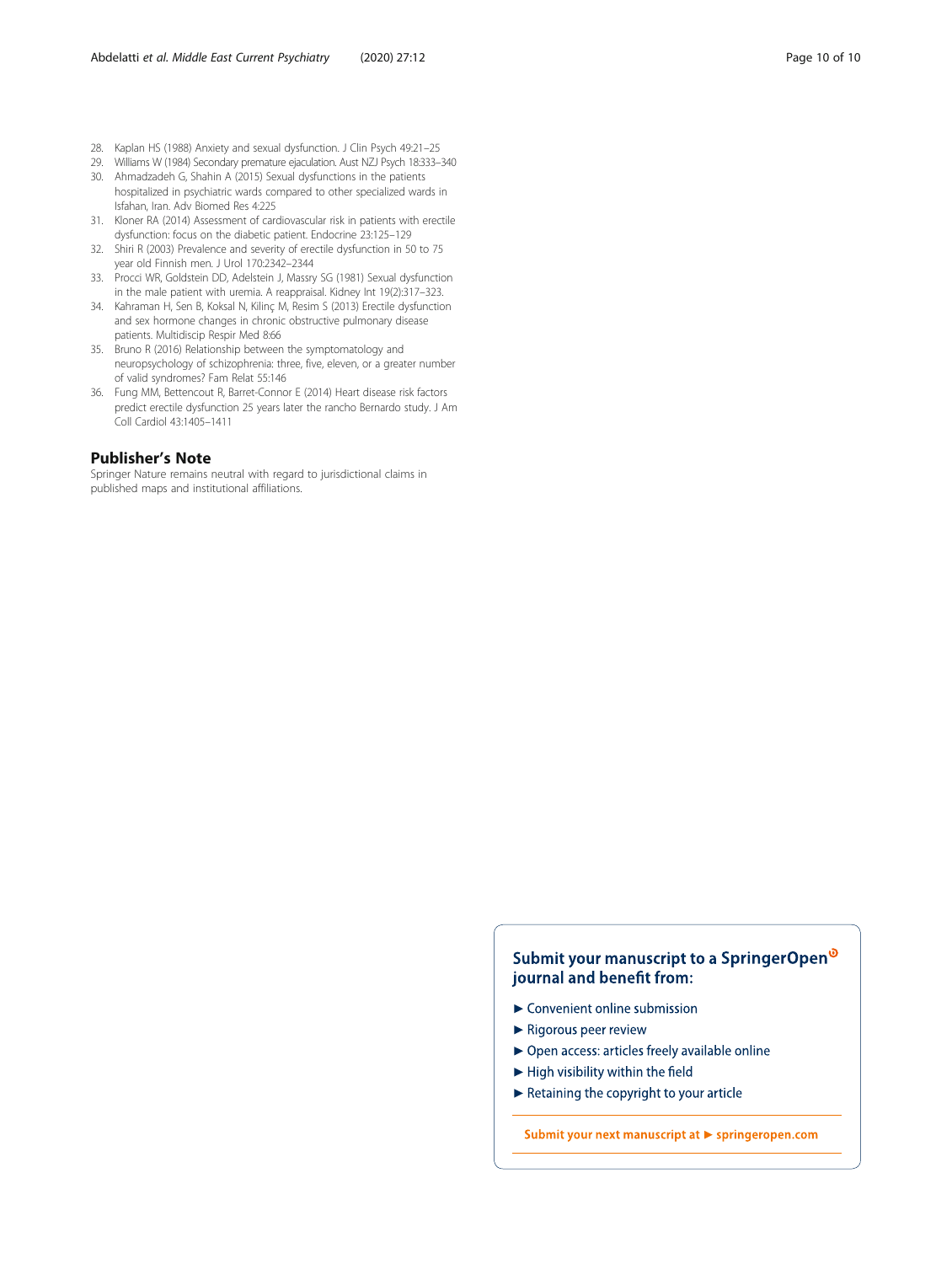28. Kaplan HS (1988) Anxiety and sexual dysfunction. J Clin Psych 49:21–25
29. Williams W (1984) Secondary premature ejaculation. Aust NZJ Psych 18:333–340
30. Ahmadzadeh G, Shahin A (2015) Sexual dysfunctions in the patients hospitalized in psychiatric wards compared to other specialized wards in Isfahan, Iran. Adv Biomed Res 4:225
31. Kloner RA (2014) Assessment of cardiovascular risk in patients with erectile dysfunction: focus on the diabetic patient. Endocrine 23:125–129
32. Shiri R (2003) Prevalence and severity of erectile dysfunction in 50 to 75 year old Finnish men. J Urol 170:2342–2344
33. Procci WR, Goldstein DD, Adelstein J, Massry SG (1981) Sexual dysfunction in the male patient with uremia. A reappraisal. Kidney Int 19(2):317–323.
34. Kahraman H, Sen B, Koksal N, Kilinç M, Resim S (2013) Erectile dysfunction and sex hormone changes in chronic obstructive pulmonary disease patients. Multidiscip Respir Med 8:66
35. Bruno R (2016) Relationship between the symptomatology and neuropsychology of schizophrenia: three, five, eleven, or a greater number of valid syndromes? Fam Relat 55:146
36. Fung MM, Bettencout R, Barret-Connor E (2014) Heart disease risk factors predict erectile dysfunction 25 years later the rancho Bernardo study. J Am Coll Cardiol 43:1405–1411

## Publisher's Note

Springer Nature remains neutral with regard to jurisdictional claims in published maps and institutional affiliations.

**Submit your manuscript to a SpringerOpen journal and benefit from:**

- ► Convenient online submission
- ► Rigorous peer review
- ► Open access: articles freely available online
- ► High visibility within the field
- ► Retaining the copyright to your article

**Submit your next manuscript at ► springeropen.com**